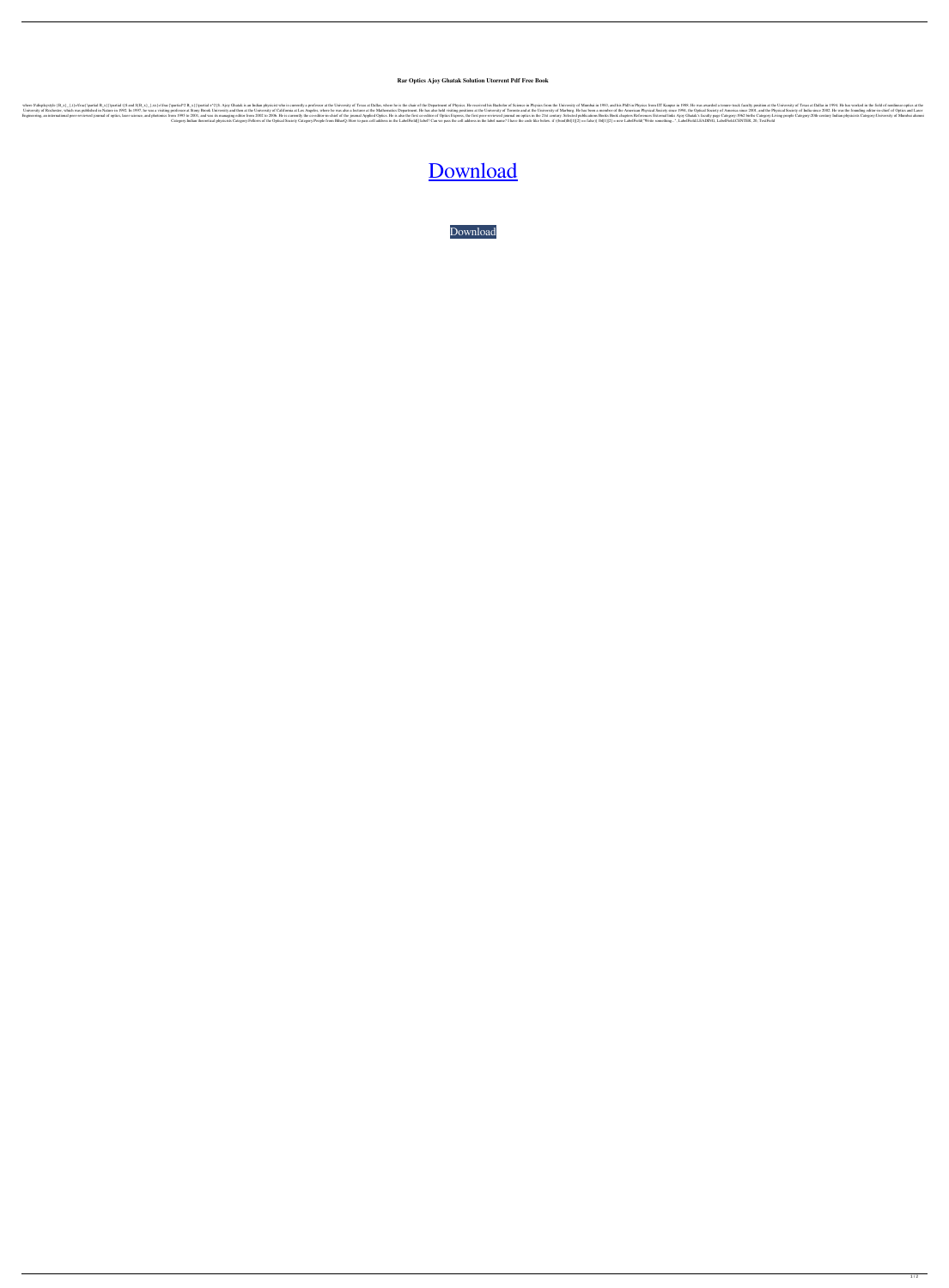**Rar Optics Ajoy Ghatak Solution Utorrent Pdf Free Book**

where $\displaystyle {R_x}_{,t}=\frac{\partial R_x}{\partial t}$ and $\{R_x\}_{,xx}=\frac{\partial^2 R_x}{\partial x^2}$. Ajoy Ghatak is an Indian physicist who is currently a professor at the University of Texas at Dallas, where he is the chair of the Department of Physics. He received his Bachelor of Science in Physics from the University of Mumbai in 1981, and his PhD in Physics from IIT Kanpur in 1988. He was awarded a tenure-track faculty position at the University of Texas at Dallas in 1994. He has worked in the field of nonlinear optics at the University of Rochester, which was published in Nature in 1992. In 1997, he was a visiting professor at Stony Brook University and then at the University of California at Los Angeles, where he was also a lecturer at the Mathematics Department. He has also held visiting positions at the University of Toronto and at the University of Marburg. He has been a member of the American Physical Society since 1994, the Optical Society of America since 2001, and the Physical Society of India since 2002. He was the founding editor-in-chief of Optics and Laser Engineering, an international peer-reviewed journal of optics, laser science, and photonics from 1995 to 2001, and was its managing editor from 2002 to 2006. He is currently the co-editor-in-chief of the journal Applied Optics. He is also the first co-editor of Optics Express, the first peer-reviewed journal on optics in the 21st century. Selected publications Books Book chapters References External links Ajoy Ghatak's faculty page Category:1962 births Category:Living people Category:20th-century Indian physicists Category:University of Mumbai alumni Category:Indian theoretical physicists Category:Fellows of the Optical Society Category:People from BiharQ: How to pass cell address in the LabelField[] label? Can we pass the cell address in the label name? I have the code like below. if (!box[db[1][2] == false{ tbl[1][2] = new LabelField("Write something...", LabelField.LEADING, LabelField.CENTER, 20, TextField

[Download](#)

Download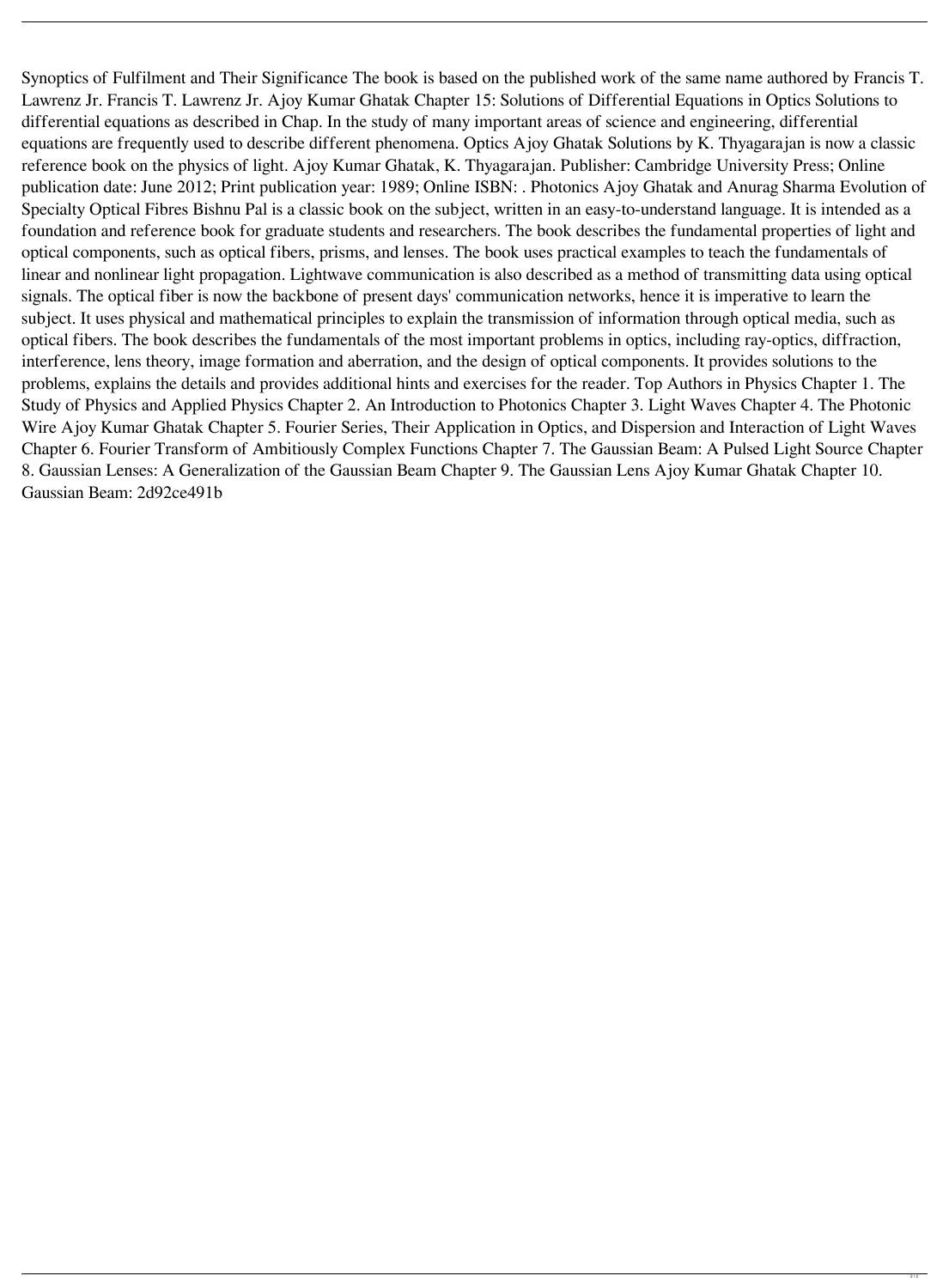Synoptics of Fulfilment and Their Significance The book is based on the published work of the same name authored by Francis T. Lawrenz Jr. Francis T. Lawrenz Jr. Ajoy Kumar Ghatak Chapter 15: Solutions of Differential Equations in Optics Solutions to differential equations as described in Chap. In the study of many important areas of science and engineering, differential equations are frequently used to describe different phenomena. Optics Ajoy Ghatak Solutions by K. Thyagarajan is now a classic reference book on the physics of light. Ajoy Kumar Ghatak, K. Thyagarajan. Publisher: Cambridge University Press; Online publication date: June 2012; Print publication year: 1989; Online ISBN: . Photonics Ajoy Ghatak and Anurag Sharma Evolution of Specialty Optical Fibres Bishnu Pal is a classic book on the subject, written in an easy-to-understand language. It is intended as a foundation and reference book for graduate students and researchers. The book describes the fundamental properties of light and optical components, such as optical fibers, prisms, and lenses. The book uses practical examples to teach the fundamentals of linear and nonlinear light propagation. Lightwave communication is also described as a method of transmitting data using optical signals. The optical fiber is now the backbone of present days' communication networks, hence it is imperative to learn the subject. It uses physical and mathematical principles to explain the transmission of information through optical media, such as optical fibers. The book describes the fundamentals of the most important problems in optics, including ray-optics, diffraction, interference, lens theory, image formation and aberration, and the design of optical components. It provides solutions to the problems, explains the details and provides additional hints and exercises for the reader. Top Authors in Physics Chapter 1. The Study of Physics and Applied Physics Chapter 2. An Introduction to Photonics Chapter 3. Light Waves Chapter 4. The Photonic Wire Ajoy Kumar Ghatak Chapter 5. Fourier Series, Their Application in Optics, and Dispersion and Interaction of Light Waves Chapter 6. Fourier Transform of Ambitiously Complex Functions Chapter 7. The Gaussian Beam: A Pulsed Light Source Chapter 8. Gaussian Lenses: A Generalization of the Gaussian Beam Chapter 9. The Gaussian Lens Ajoy Kumar Ghatak Chapter 10. Gaussian Beam: 2d92ce491b